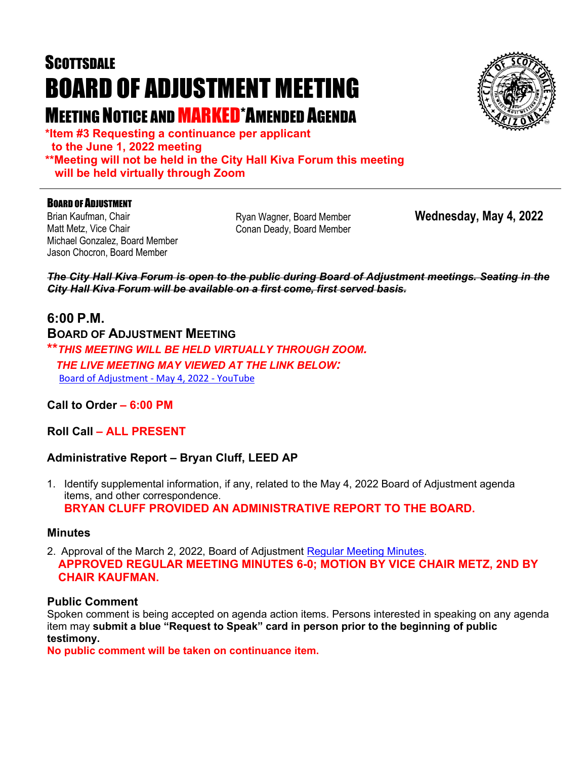# SCOTTSDALE
# BOARD OF ADJUSTMENT MEETING
## MEETING NOTICE AND MARKED*AMENDED AGENDA

**\*Item #3 Requesting a continuance per applicant to the June 1, 2022 meeting**
**\*\*Meeting will not be held in the City Hall Kiva Forum this meeting will be held virtually through Zoom**

---

### BOARD OF ADJUSTMENT

Brian Kaufman, Chair
Matt Metz, Vice Chair
Michael Gonzalez, Board Member
Jason Chocron, Board Member
Ryan Wagner, Board Member
Conan Deady, Board Member

**Wednesday, May 4, 2022**

***~~The City Hall Kiva Forum is open to the public during Board of Adjustment meetings. Seating in the City Hall Kiva Forum will be available on a first come, first served basis.~~***

## 6:00 P.M.
### BOARD OF ADJUSTMENT MEETING

***\*\*THIS MEETING WILL BE HELD VIRTUALLY THROUGH ZOOM. THE LIVE MEETING MAY VIEWED AT THE LINK BELOW:***
[Board of Adjustment - May 4, 2022 - YouTube]

**Call to Order – 6:00 PM**

**Roll Call – ALL PRESENT**

**Administrative Report – Bryan Cluff, LEED AP**

1. Identify supplemental information, if any, related to the May 4, 2022 Board of Adjustment agenda items, and other correspondence.
   **BRYAN CLUFF PROVIDED AN ADMINISTRATIVE REPORT TO THE BOARD.**

### Minutes

2. Approval of the March 2, 2022, Board of Adjustment [Regular Meeting Minutes].
   **APPROVED REGULAR MEETING MINUTES 6-0; MOTION BY VICE CHAIR METZ, 2ND BY CHAIR KAUFMAN.**

### Public Comment

Spoken comment is being accepted on agenda action items. Persons interested in speaking on any agenda item may **submit a blue "Request to Speak" card in person prior to the beginning of public testimony.**

**No public comment will be taken on continuance item.**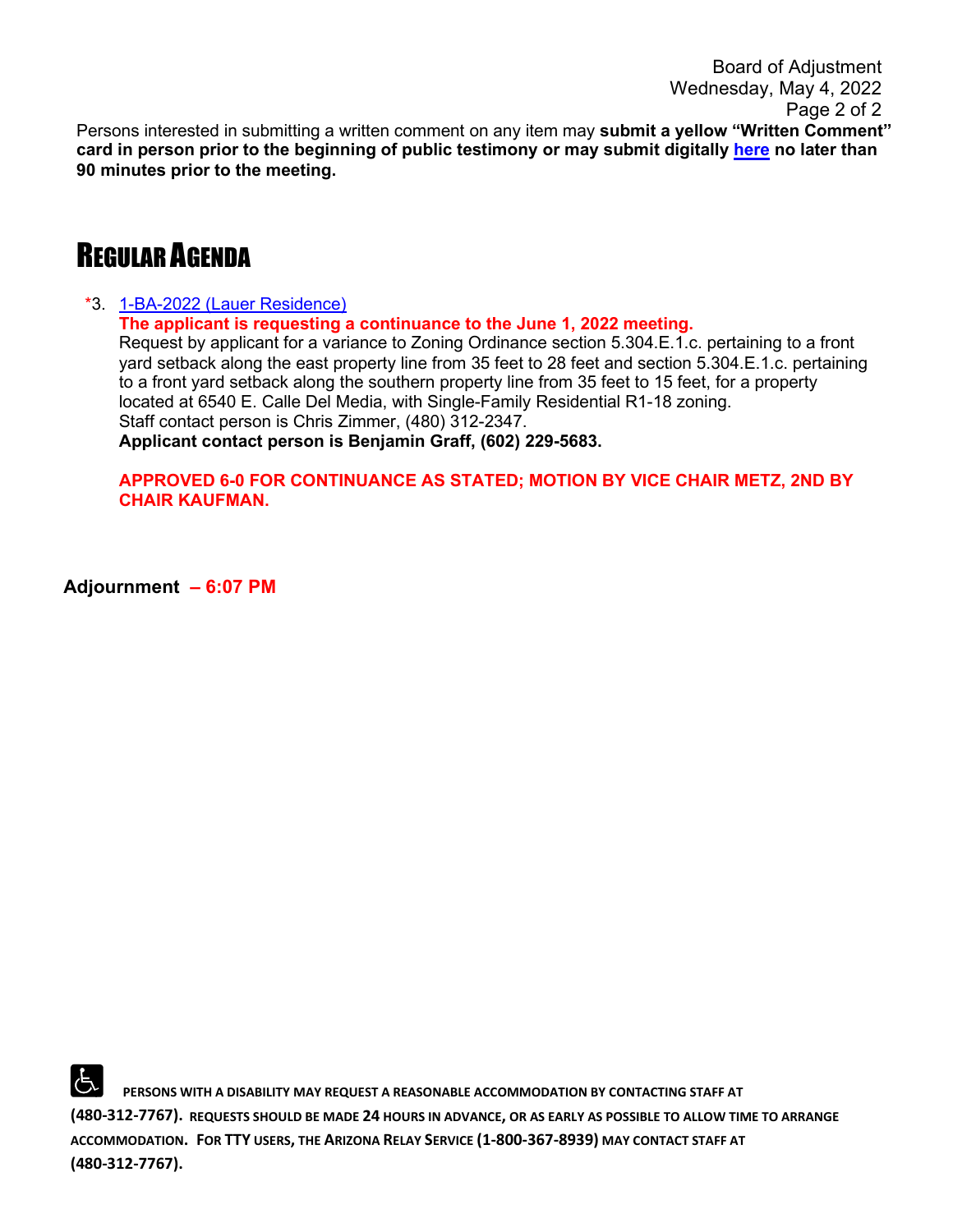Persons interested in submitting a written comment on any item may **submit a yellow "Written Comment" card in person prior to the beginning of public testimony or may submit digitally here no later than 90 minutes prior to the meeting.**

# REGULAR AGENDA

*3. 1-BA-2022 (Lauer Residence)

**The applicant is requesting a continuance to the June 1, 2022 meeting.**

Request by applicant for a variance to Zoning Ordinance section 5.304.E.1.c. pertaining to a front yard setback along the east property line from 35 feet to 28 feet and section 5.304.E.1.c. pertaining to a front yard setback along the southern property line from 35 feet to 15 feet, for a property located at 6540 E. Calle Del Media, with Single-Family Residential R1-18 zoning.

Staff contact person is Chris Zimmer, (480) 312-2347.

**Applicant contact person is Benjamin Graff, (602) 229-5683.**

**APPROVED 6-0 FOR CONTINUANCE AS STATED; MOTION BY VICE CHAIR METZ, 2ND BY CHAIR KAUFMAN.**

**Adjournment – 6:07 PM**

**PERSONS WITH A DISABILITY MAY REQUEST A REASONABLE ACCOMMODATION BY CONTACTING STAFF AT (480-312-7767). REQUESTS SHOULD BE MADE 24 HOURS IN ADVANCE, OR AS EARLY AS POSSIBLE TO ALLOW TIME TO ARRANGE ACCOMMODATION. FOR TTY USERS, THE ARIZONA RELAY SERVICE (1-800-367-8939) MAY CONTACT STAFF AT (480-312-7767).**